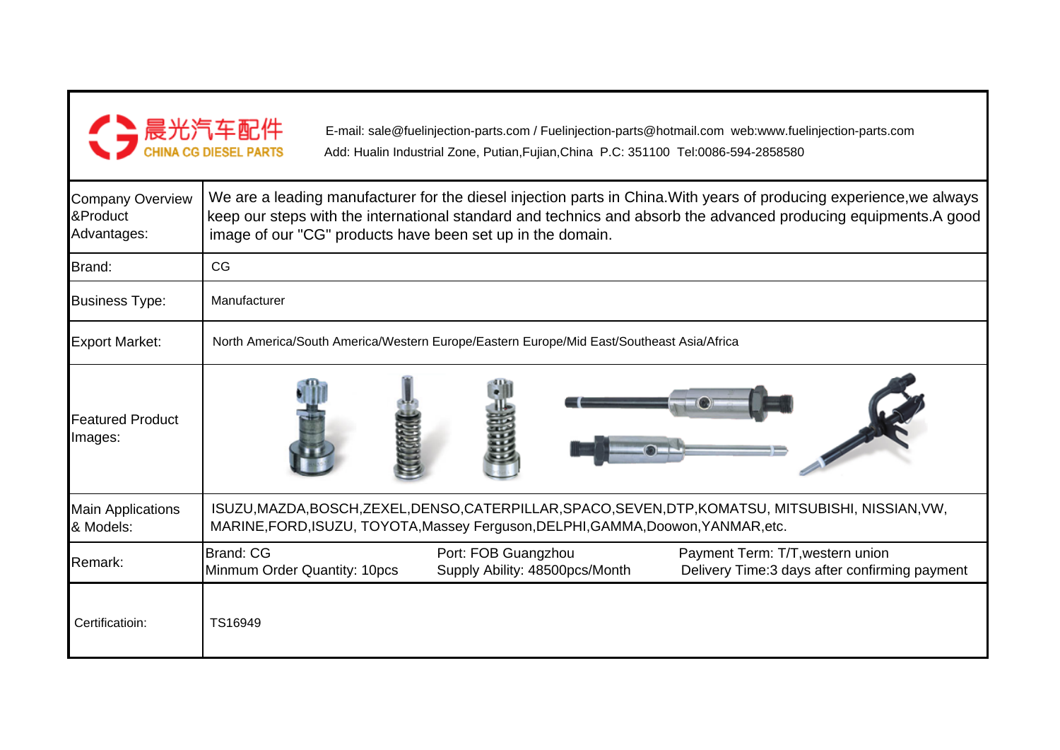晨光汽车配件
CHINA CG DIESEL PARTS

E-mail: sale@fuelinjection-parts.com / Fuelinjection-parts@hotmail.com web:www.fuelinjection-parts.com
Add: Hualin Industrial Zone, Putian,Fujian,China P.C: 351100 Tel:0086-594-2858580

| | |
|---|---|
| Company Overview &Product Advantages: | We are a leading manufacturer for the diesel injection parts in China.With years of producing experience,we always keep our steps with the international standard and technics and absorb the advanced producing equipments.A good image of our "CG" products have been set up in the domain. |
| Brand: | CG |
| Business Type: | Manufacturer |
| Export Market: | North America/South America/Western Europe/Eastern Europe/Mid East/Southeast Asia/Africa |
| Featured Product Images: | |
| Main Applications & Models: | ISUZU,MAZDA,BOSCH,ZEXEL,DENSO,CATERPILLAR,SPACO,SEVEN,DTP,KOMATSU, MITSUBISHI, NISSIAN,VW, MARINE,FORD,ISUZU, TOYOTA,Massey Ferguson,DELPHI,GAMMA,Doowon,YANMAR,etc. |
| Remark: | Brand: CG<br>Minmum Order Quantity: 10pcs<br>Port: FOB Guangzhou<br>Supply Ability: 48500pcs/Month<br>Payment Term: T/T,western union<br>Delivery Time:3 days after confirming payment |
| Certificatioin: | TS16949 |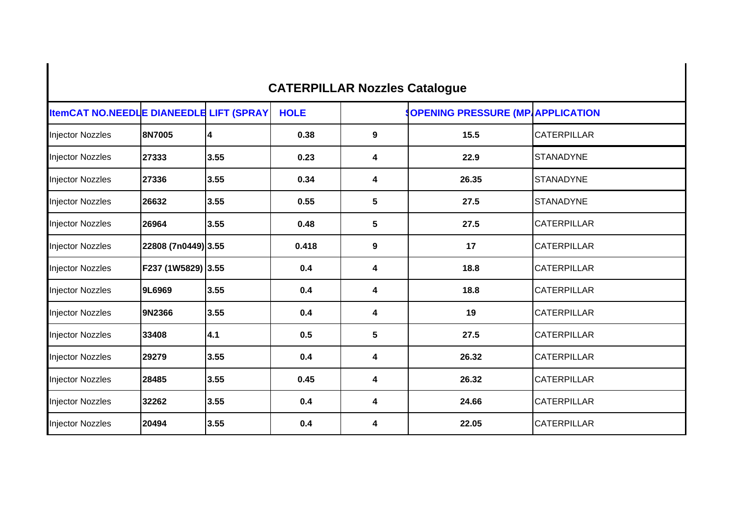# CATERPILLAR Nozzles Catalogue

| Item | CAT NO. | NEEDLE DIA | NEEDLE LIFT (SPRAY | HOLE | OPENING PRESSURE (MP | APPLICATION |
|---|---|---|---|---|---|---|
| Injector Nozzles | 8N7005 | 4 | 0.38 | 9 | 15.5 | CATERPILLAR |
| Injector Nozzles | 27333 | 3.55 | 0.23 | 4 | 22.9 | STANADYNE |
| Injector Nozzles | 27336 | 3.55 | 0.34 | 4 | 26.35 | STANADYNE |
| Injector Nozzles | 26632 | 3.55 | 0.55 | 5 | 27.5 | STANADYNE |
| Injector Nozzles | 26964 | 3.55 | 0.48 | 5 | 27.5 | CATERPILLAR |
| Injector Nozzles | 22808 (7n0449) | 3.55 | 0.418 | 9 | 17 | CATERPILLAR |
| Injector Nozzles | F237 (1W5829) | 3.55 | 0.4 | 4 | 18.8 | CATERPILLAR |
| Injector Nozzles | 9L6969 | 3.55 | 0.4 | 4 | 18.8 | CATERPILLAR |
| Injector Nozzles | 9N2366 | 3.55 | 0.4 | 4 | 19 | CATERPILLAR |
| Injector Nozzles | 33408 | 4.1 | 0.5 | 5 | 27.5 | CATERPILLAR |
| Injector Nozzles | 29279 | 3.55 | 0.4 | 4 | 26.32 | CATERPILLAR |
| Injector Nozzles | 28485 | 3.55 | 0.45 | 4 | 26.32 | CATERPILLAR |
| Injector Nozzles | 32262 | 3.55 | 0.4 | 4 | 24.66 | CATERPILLAR |
| Injector Nozzles | 20494 | 3.55 | 0.4 | 4 | 22.05 | CATERPILLAR |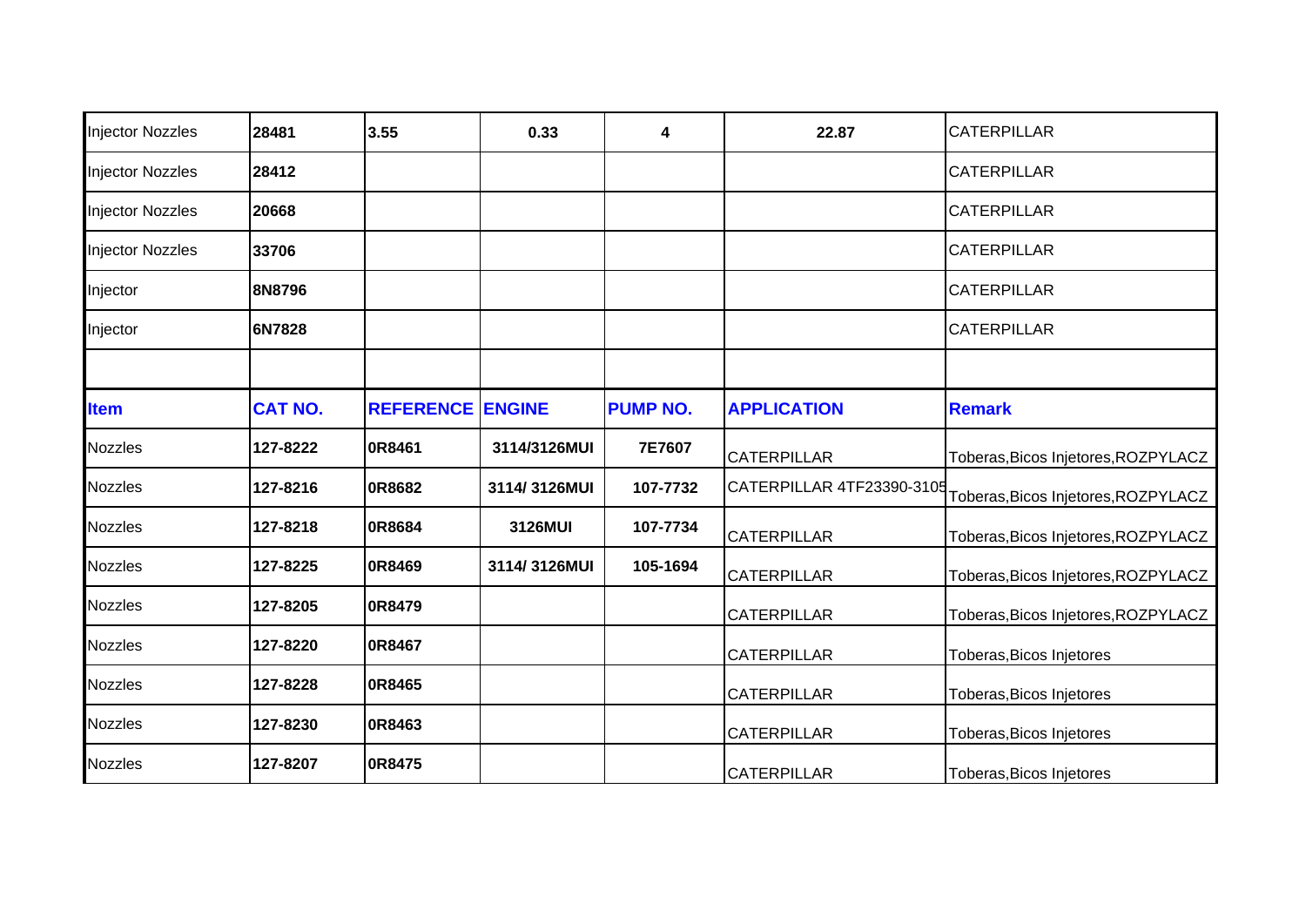| Injector Nozzles | 28481 | 3.55 | 0.33 | 4 | 22.87 | CATERPILLAR |
|---|---|---|---|---|---|---|
| Injector Nozzles | 28412 | | | | | CATERPILLAR |
| Injector Nozzles | 20668 | | | | | CATERPILLAR |
| Injector Nozzles | 33706 | | | | | CATERPILLAR |
| Injector | 8N8796 | | | | | CATERPILLAR |
| Injector | 6N7828 | | | | | CATERPILLAR |
| | | | | | | |
| **Item** | **CAT NO.** | **REFERENCE** | **ENGINE** | **PUMP NO.** | **APPLICATION** | **Remark** |
| Nozzles | 127-8222 | 0R8461 | 3114/3126MUI | 7E7607 | CATERPILLAR | Toberas,Bicos Injetores,ROZPYLACZ |
| Nozzles | 127-8216 | 0R8682 | 3114/ 3126MUI | 107-7732 | CATERPILLAR 4TF23390-3105 | Toberas,Bicos Injetores,ROZPYLACZ |
| Nozzles | 127-8218 | 0R8684 | 3126MUI | 107-7734 | CATERPILLAR | Toberas,Bicos Injetores,ROZPYLACZ |
| Nozzles | 127-8225 | 0R8469 | 3114/ 3126MUI | 105-1694 | CATERPILLAR | Toberas,Bicos Injetores,ROZPYLACZ |
| Nozzles | 127-8205 | 0R8479 | | | CATERPILLAR | Toberas,Bicos Injetores,ROZPYLACZ |
| Nozzles | 127-8220 | 0R8467 | | | CATERPILLAR | Toberas,Bicos Injetores |
| Nozzles | 127-8228 | 0R8465 | | | CATERPILLAR | Toberas,Bicos Injetores |
| Nozzles | 127-8230 | 0R8463 | | | CATERPILLAR | Toberas,Bicos Injetores |
| Nozzles | 127-8207 | 0R8475 | | | CATERPILLAR | Toberas,Bicos Injetores |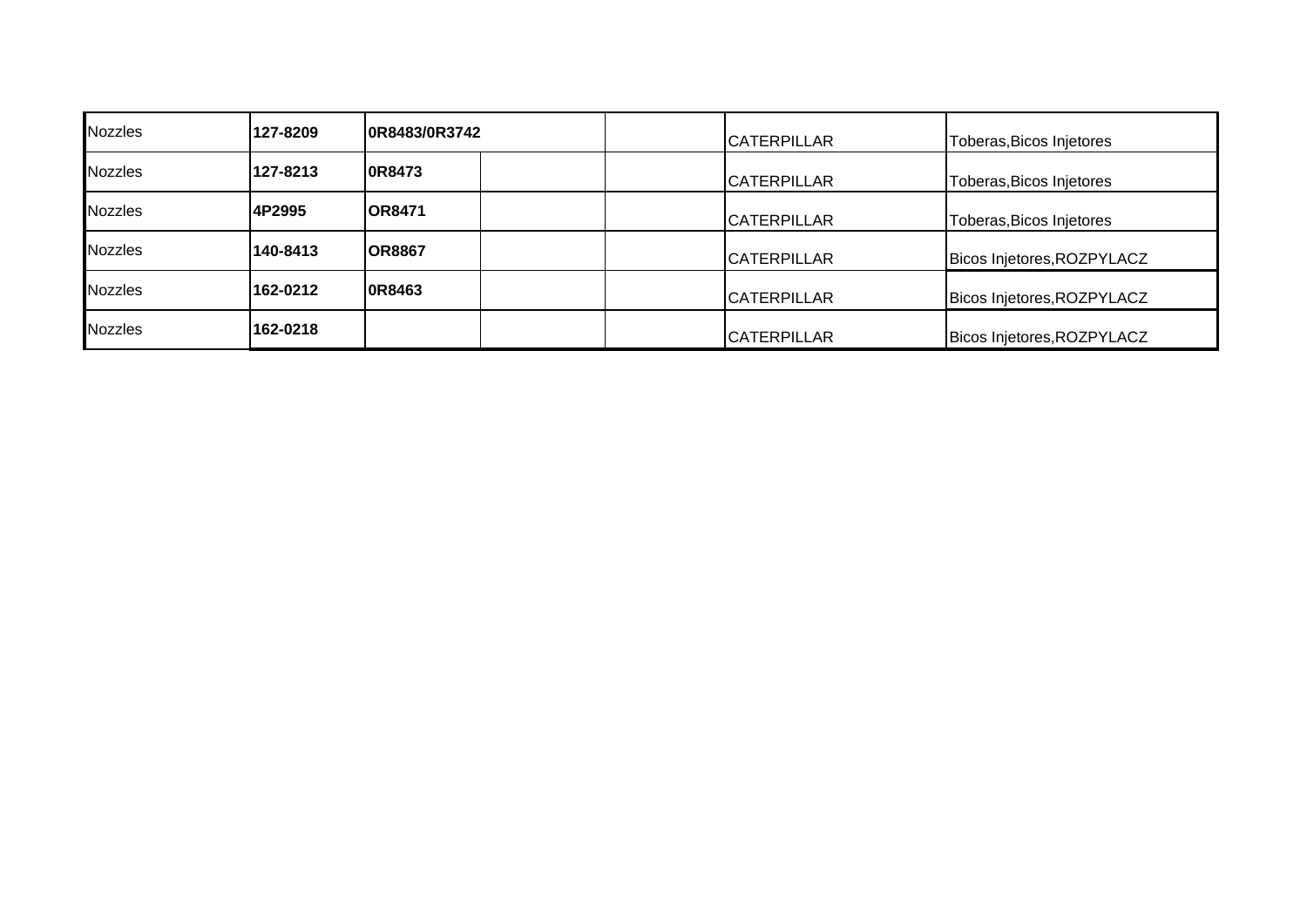| | | | | | | |
|---|---|---|---|---|---|---|
| Nozzles | **127-8209** | **0R8483/0R3742** | | | CATERPILLAR | Toberas,Bicos Injetores |
| Nozzles | **127-8213** | **0R8473** | | | CATERPILLAR | Toberas,Bicos Injetores |
| Nozzles | **4P2995** | **OR8471** | | | CATERPILLAR | Toberas,Bicos Injetores |
| Nozzles | **140-8413** | **OR8867** | | | CATERPILLAR | Bicos Injetores,ROZPYLACZ |
| Nozzles | **162-0212** | **0R8463** | | | CATERPILLAR | Bicos Injetores,ROZPYLACZ |
| Nozzles | **162-0218** | | | | CATERPILLAR | Bicos Injetores,ROZPYLACZ |